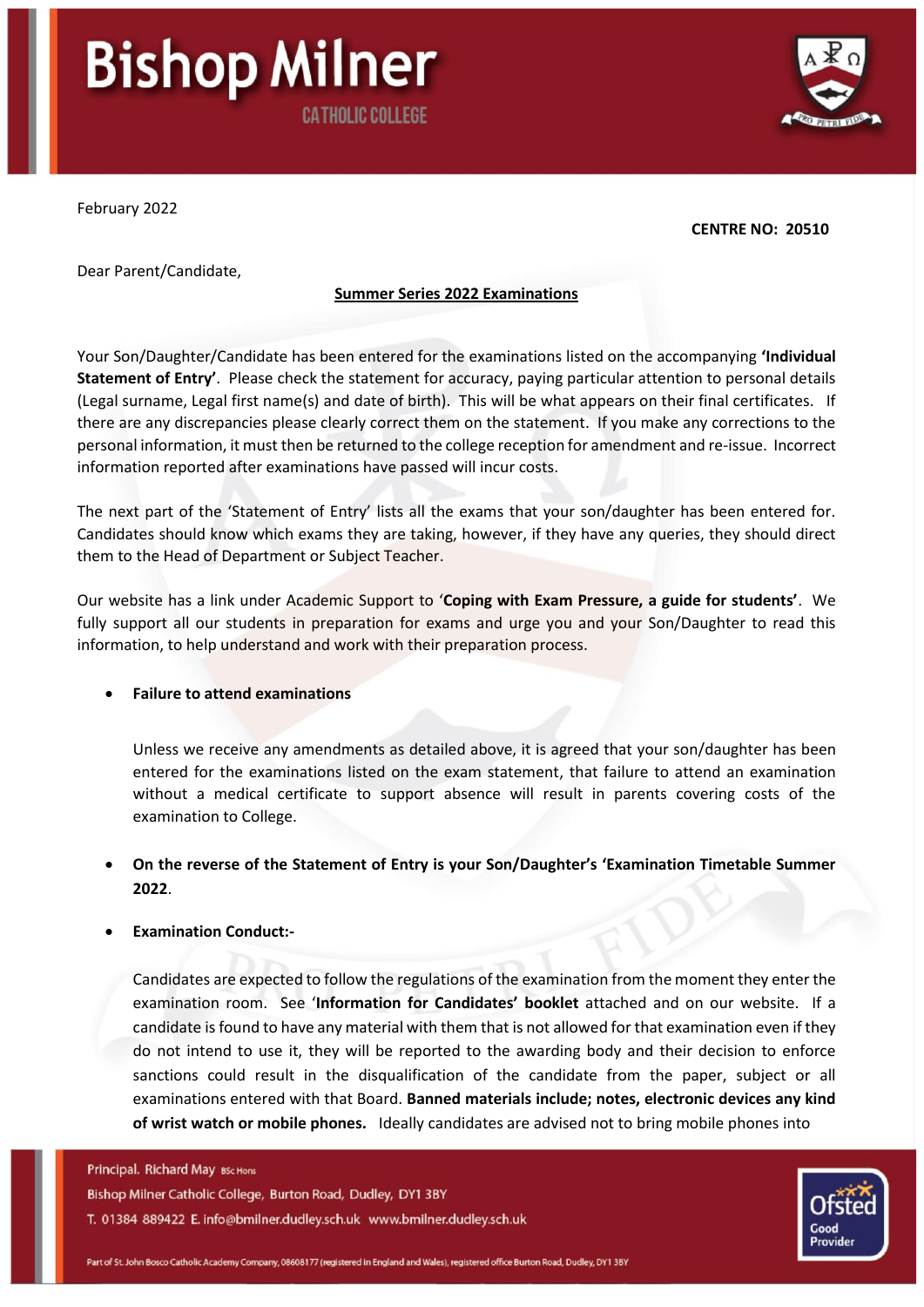# Bishop Milner

CATHOLIC COLLEGE

February 2022

**CENTRE NO: 20510**

Dear Parent/Candidate,

**Summer Series 2022 Examinations**

Your Son/Daughter/Candidate has been entered for the examinations listed on the accompanying **'Individual Statement of Entry'**. Please check the statement for accuracy, paying particular attention to personal details (Legal surname, Legal first name(s) and date of birth). This will be what appears on their final certificates. If there are any discrepancies please clearly correct them on the statement. If you make any corrections to the personal information, it must then be returned to the college reception for amendment and re-issue. Incorrect information reported after examinations have passed will incur costs.

The next part of the 'Statement of Entry' lists all the exams that your son/daughter has been entered for. Candidates should know which exams they are taking, however, if they have any queries, they should direct them to the Head of Department or Subject Teacher.

Our website has a link under Academic Support to '**Coping with Exam Pressure, a guide for students**'. We fully support all our students in preparation for exams and urge you and your Son/Daughter to read this information, to help understand and work with their preparation process.

- **Failure to attend examinations**

  Unless we receive any amendments as detailed above, it is agreed that your son/daughter has been entered for the examinations listed on the exam statement, that failure to attend an examination without a medical certificate to support absence will result in parents covering costs of the examination to College.

- **On the reverse of the Statement of Entry is your Son/Daughter's 'Examination Timetable Summer 2022**.

- **Examination Conduct:-**

  Candidates are expected to follow the regulations of the examination from the moment they enter the examination room. See '**Information for Candidates' booklet** attached and on our website. If a candidate is found to have any material with them that is not allowed for that examination even if they do not intend to use it, they will be reported to the awarding body and their decision to enforce sanctions could result in the disqualification of the candidate from the paper, subject or all examinations entered with that Board. **Banned materials include; notes, electronic devices any kind of wrist watch or mobile phones.** Ideally candidates are advised not to bring mobile phones into

Principal. Richard May BSc Hons
Bishop Milner Catholic College, Burton Road, Dudley, DY1 3BY
T. 01384 889422 E. info@bmilner.dudley.sch.uk www.bmilner.dudley.sch.uk

Part of St. John Bosco Catholic Academy Company, 08608177 (registered in England and Wales), registered office Burton Road, Dudley, DY1 3BY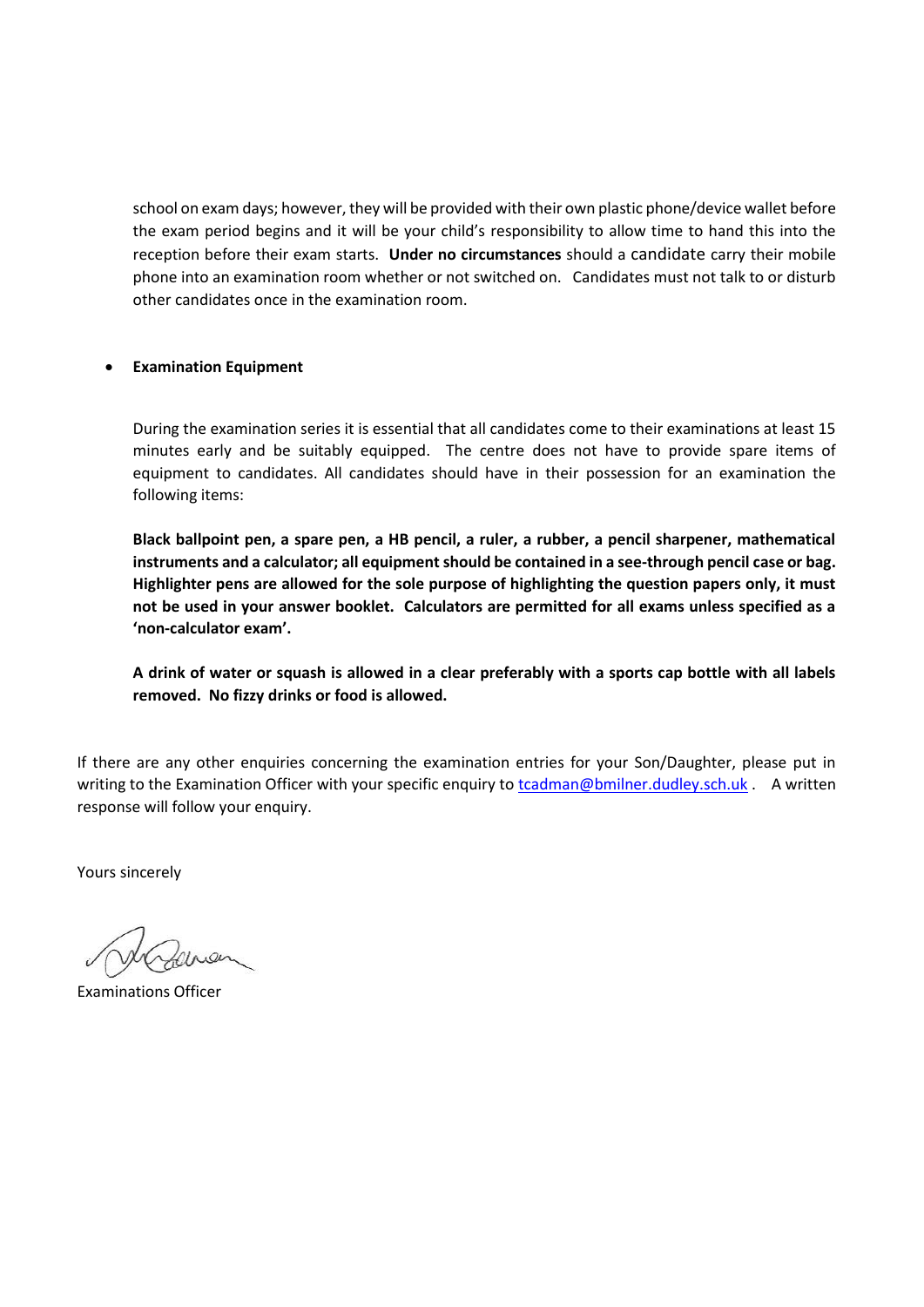school on exam days; however, they will be provided with their own plastic phone/device wallet before the exam period begins and it will be your child's responsibility to allow time to hand this into the reception before their exam starts. **Under no circumstances** should a candidate carry their mobile phone into an examination room whether or not switched on. Candidates must not talk to or disturb other candidates once in the examination room.

- **Examination Equipment**

During the examination series it is essential that all candidates come to their examinations at least 15 minutes early and be suitably equipped. The centre does not have to provide spare items of equipment to candidates. All candidates should have in their possession for an examination the following items:

**Black ballpoint pen, a spare pen, a HB pencil, a ruler, a rubber, a pencil sharpener, mathematical instruments and a calculator; all equipment should be contained in a see-through pencil case or bag. Highlighter pens are allowed for the sole purpose of highlighting the question papers only, it must not be used in your answer booklet. Calculators are permitted for all exams unless specified as a 'non-calculator exam'.**

**A drink of water or squash is allowed in a clear preferably with a sports cap bottle with all labels removed. No fizzy drinks or food is allowed.**

If there are any other enquiries concerning the examination entries for your Son/Daughter, please put in writing to the Examination Officer with your specific enquiry to [tcadman@bmilner.dudley.sch.uk](mailto:tcadman@bmilner.dudley.sch.uk) . A written response will follow your enquiry.

Yours sincerely

Examinations Officer